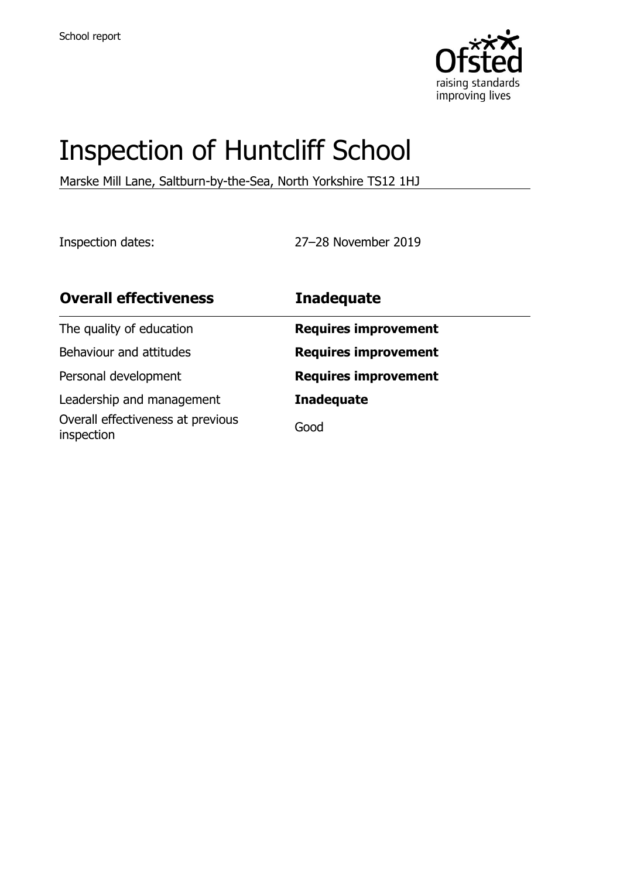School report

# Inspection of Huntcliff School

Marske Mill Lane, Saltburn-by-the-Sea, North Yorkshire TS12 1HJ

Inspection dates: 27–28 November 2019

| **Overall effectiveness** | **Inadequate** |
| --- | --- |
| The quality of education | **Requires improvement** |
| Behaviour and attitudes | **Requires improvement** |
| Personal development | **Requires improvement** |
| Leadership and management | **Inadequate** |
| Overall effectiveness at previous inspection | Good |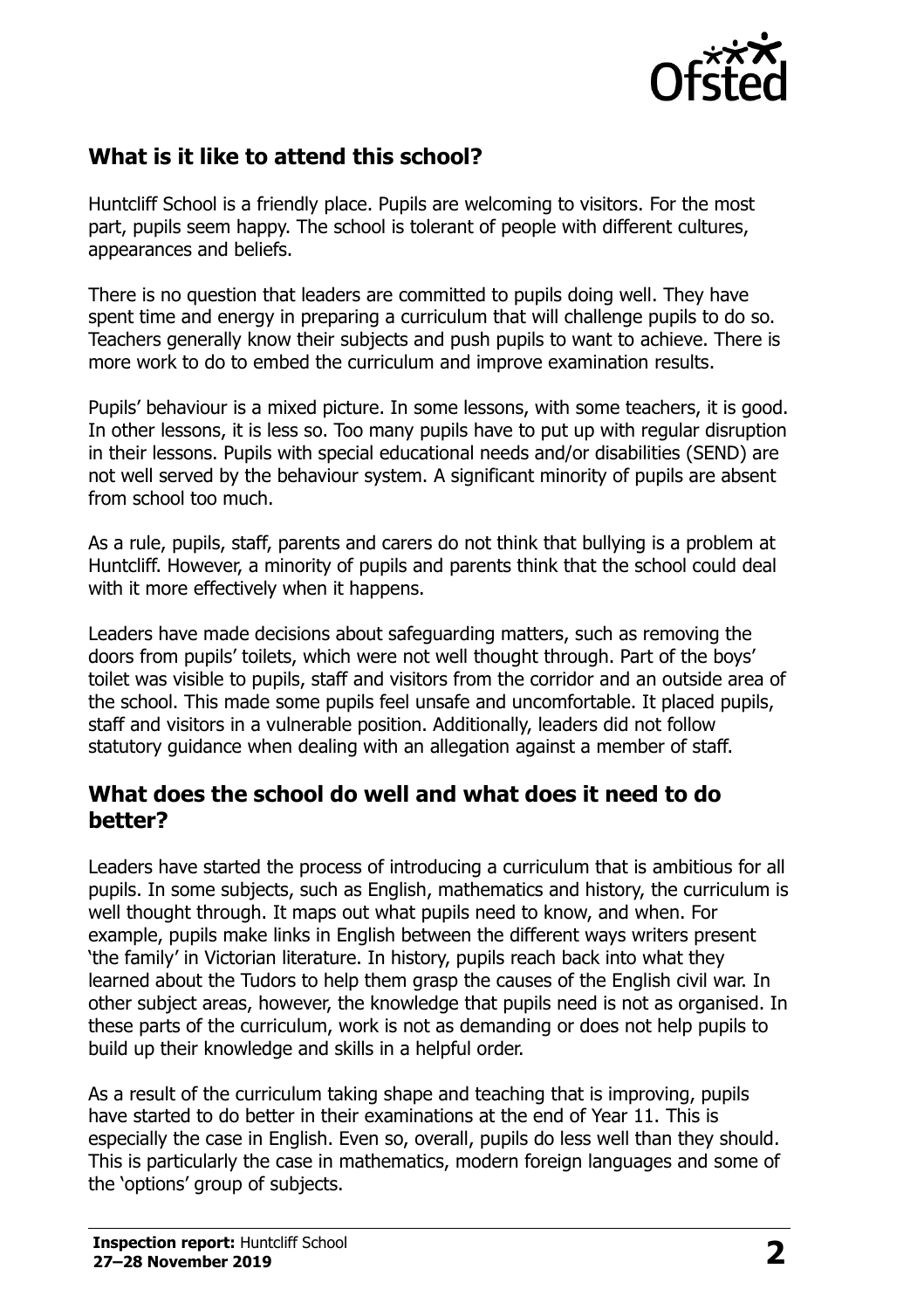## What is it like to attend this school?

Huntcliff School is a friendly place. Pupils are welcoming to visitors. For the most part, pupils seem happy. The school is tolerant of people with different cultures, appearances and beliefs.

There is no question that leaders are committed to pupils doing well. They have spent time and energy in preparing a curriculum that will challenge pupils to do so. Teachers generally know their subjects and push pupils to want to achieve. There is more work to do to embed the curriculum and improve examination results.

Pupils' behaviour is a mixed picture. In some lessons, with some teachers, it is good. In other lessons, it is less so. Too many pupils have to put up with regular disruption in their lessons. Pupils with special educational needs and/or disabilities (SEND) are not well served by the behaviour system. A significant minority of pupils are absent from school too much.

As a rule, pupils, staff, parents and carers do not think that bullying is a problem at Huntcliff. However, a minority of pupils and parents think that the school could deal with it more effectively when it happens.

Leaders have made decisions about safeguarding matters, such as removing the doors from pupils' toilets, which were not well thought through. Part of the boys' toilet was visible to pupils, staff and visitors from the corridor and an outside area of the school. This made some pupils feel unsafe and uncomfortable. It placed pupils, staff and visitors in a vulnerable position. Additionally, leaders did not follow statutory guidance when dealing with an allegation against a member of staff.

## What does the school do well and what does it need to do better?

Leaders have started the process of introducing a curriculum that is ambitious for all pupils. In some subjects, such as English, mathematics and history, the curriculum is well thought through. It maps out what pupils need to know, and when. For example, pupils make links in English between the different ways writers present 'the family' in Victorian literature. In history, pupils reach back into what they learned about the Tudors to help them grasp the causes of the English civil war. In other subject areas, however, the knowledge that pupils need is not as organised. In these parts of the curriculum, work is not as demanding or does not help pupils to build up their knowledge and skills in a helpful order.

As a result of the curriculum taking shape and teaching that is improving, pupils have started to do better in their examinations at the end of Year 11. This is especially the case in English. Even so, overall, pupils do less well than they should. This is particularly the case in mathematics, modern foreign languages and some of the 'options' group of subjects.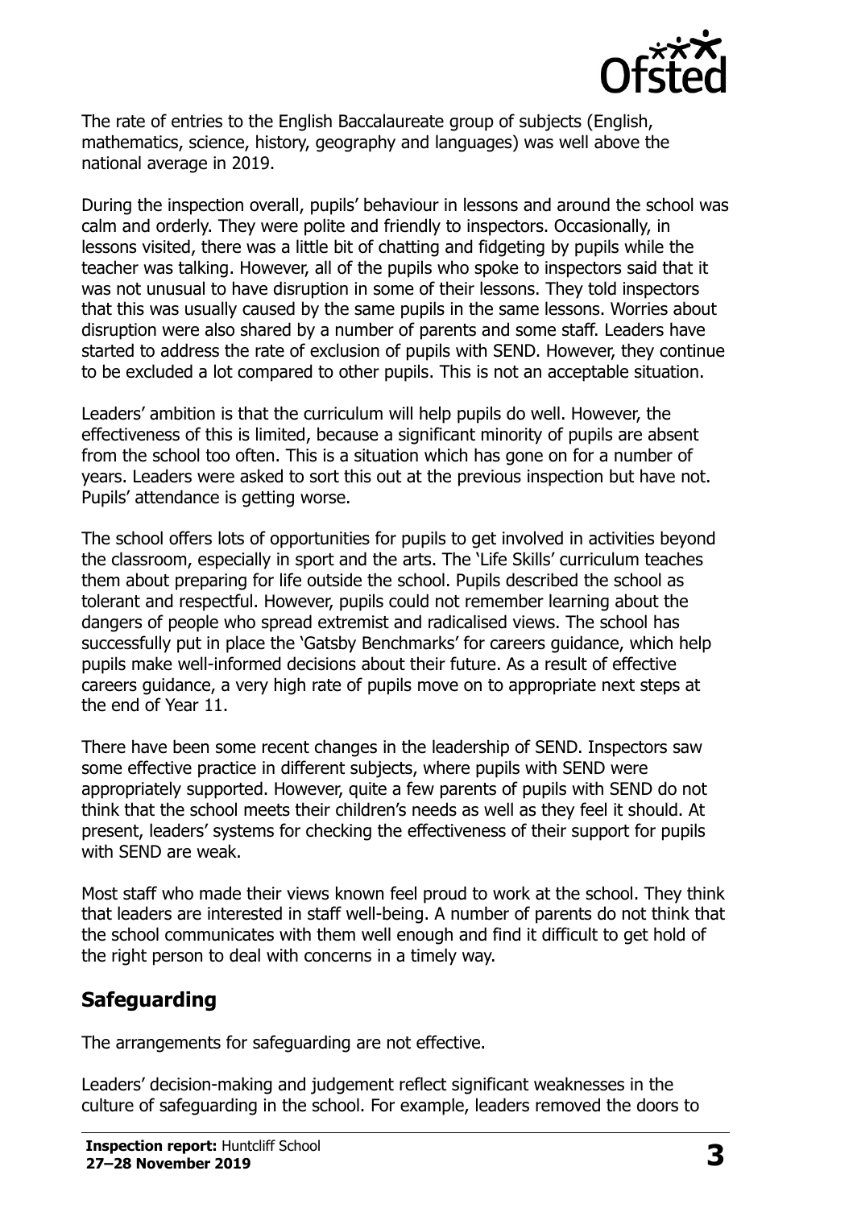The rate of entries to the English Baccalaureate group of subjects (English, mathematics, science, history, geography and languages) was well above the national average in 2019.

During the inspection overall, pupils' behaviour in lessons and around the school was calm and orderly. They were polite and friendly to inspectors. Occasionally, in lessons visited, there was a little bit of chatting and fidgeting by pupils while the teacher was talking. However, all of the pupils who spoke to inspectors said that it was not unusual to have disruption in some of their lessons. They told inspectors that this was usually caused by the same pupils in the same lessons. Worries about disruption were also shared by a number of parents and some staff. Leaders have started to address the rate of exclusion of pupils with SEND. However, they continue to be excluded a lot compared to other pupils. This is not an acceptable situation.

Leaders' ambition is that the curriculum will help pupils do well. However, the effectiveness of this is limited, because a significant minority of pupils are absent from the school too often. This is a situation which has gone on for a number of years. Leaders were asked to sort this out at the previous inspection but have not. Pupils' attendance is getting worse.

The school offers lots of opportunities for pupils to get involved in activities beyond the classroom, especially in sport and the arts. The 'Life Skills' curriculum teaches them about preparing for life outside the school. Pupils described the school as tolerant and respectful. However, pupils could not remember learning about the dangers of people who spread extremist and radicalised views. The school has successfully put in place the 'Gatsby Benchmarks' for careers guidance, which help pupils make well-informed decisions about their future. As a result of effective careers guidance, a very high rate of pupils move on to appropriate next steps at the end of Year 11.

There have been some recent changes in the leadership of SEND. Inspectors saw some effective practice in different subjects, where pupils with SEND were appropriately supported. However, quite a few parents of pupils with SEND do not think that the school meets their children's needs as well as they feel it should. At present, leaders' systems for checking the effectiveness of their support for pupils with SEND are weak.

Most staff who made their views known feel proud to work at the school. They think that leaders are interested in staff well-being. A number of parents do not think that the school communicates with them well enough and find it difficult to get hold of the right person to deal with concerns in a timely way.

## Safeguarding

The arrangements for safeguarding are not effective.

Leaders' decision-making and judgement reflect significant weaknesses in the culture of safeguarding in the school. For example, leaders removed the doors to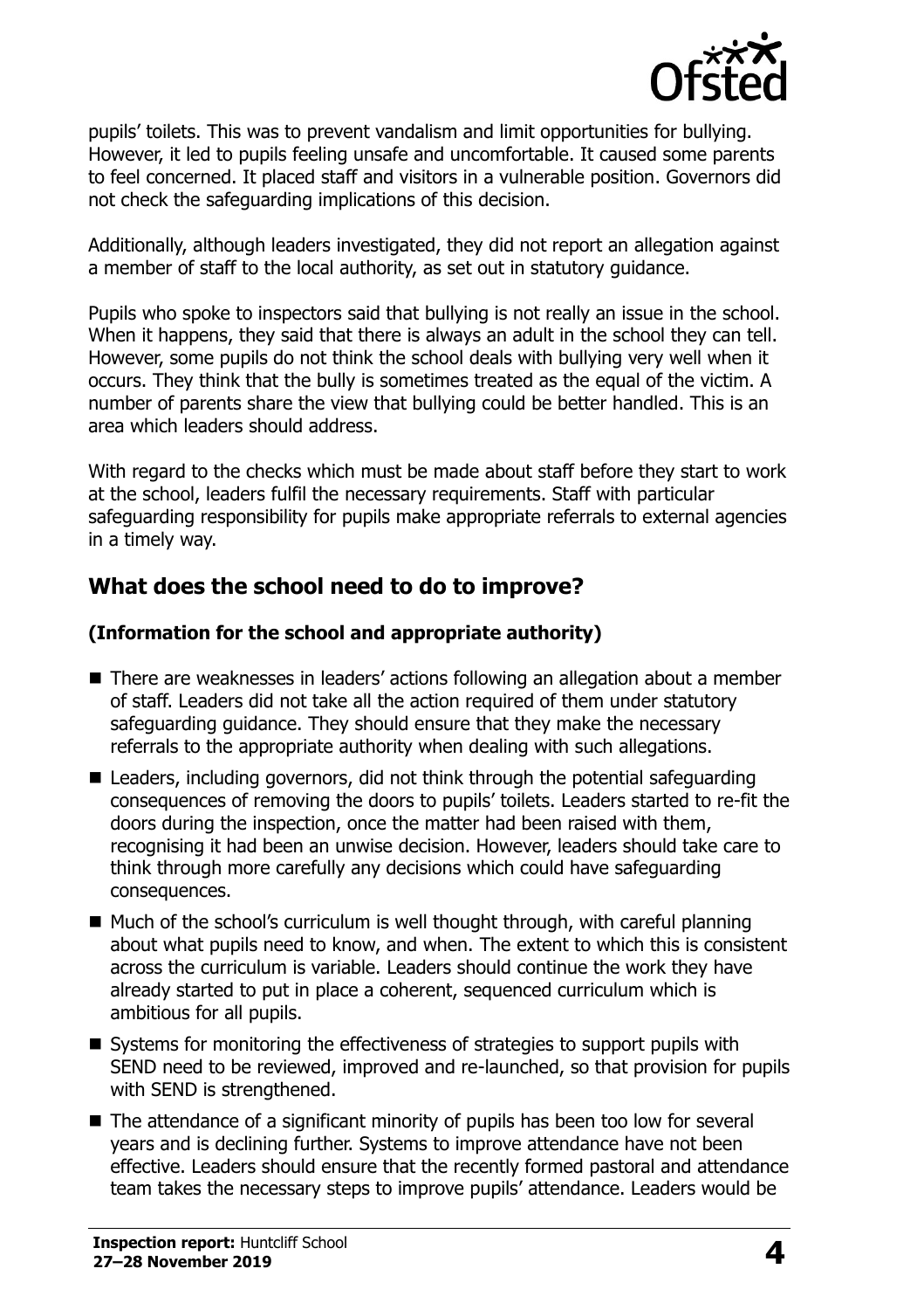pupils' toilets. This was to prevent vandalism and limit opportunities for bullying. However, it led to pupils feeling unsafe and uncomfortable. It caused some parents to feel concerned. It placed staff and visitors in a vulnerable position. Governors did not check the safeguarding implications of this decision.

Additionally, although leaders investigated, they did not report an allegation against a member of staff to the local authority, as set out in statutory guidance.

Pupils who spoke to inspectors said that bullying is not really an issue in the school. When it happens, they said that there is always an adult in the school they can tell. However, some pupils do not think the school deals with bullying very well when it occurs. They think that the bully is sometimes treated as the equal of the victim. A number of parents share the view that bullying could be better handled. This is an area which leaders should address.

With regard to the checks which must be made about staff before they start to work at the school, leaders fulfil the necessary requirements. Staff with particular safeguarding responsibility for pupils make appropriate referrals to external agencies in a timely way.

## What does the school need to do to improve?

**(Information for the school and appropriate authority)**

- There are weaknesses in leaders' actions following an allegation about a member of staff. Leaders did not take all the action required of them under statutory safeguarding guidance. They should ensure that they make the necessary referrals to the appropriate authority when dealing with such allegations.
- Leaders, including governors, did not think through the potential safeguarding consequences of removing the doors to pupils' toilets. Leaders started to re-fit the doors during the inspection, once the matter had been raised with them, recognising it had been an unwise decision. However, leaders should take care to think through more carefully any decisions which could have safeguarding consequences.
- Much of the school's curriculum is well thought through, with careful planning about what pupils need to know, and when. The extent to which this is consistent across the curriculum is variable. Leaders should continue the work they have already started to put in place a coherent, sequenced curriculum which is ambitious for all pupils.
- Systems for monitoring the effectiveness of strategies to support pupils with SEND need to be reviewed, improved and re-launched, so that provision for pupils with SEND is strengthened.
- The attendance of a significant minority of pupils has been too low for several years and is declining further. Systems to improve attendance have not been effective. Leaders should ensure that the recently formed pastoral and attendance team takes the necessary steps to improve pupils' attendance. Leaders would be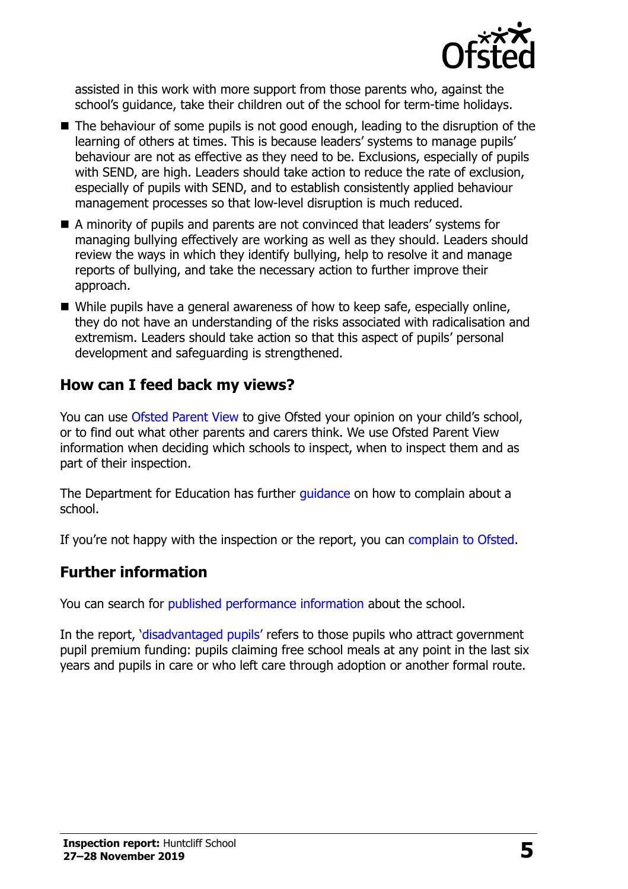assisted in this work with more support from those parents who, against the school's guidance, take their children out of the school for term-time holidays.

- The behaviour of some pupils is not good enough, leading to the disruption of the learning of others at times. This is because leaders' systems to manage pupils' behaviour are not as effective as they need to be. Exclusions, especially of pupils with SEND, are high. Leaders should take action to reduce the rate of exclusion, especially of pupils with SEND, and to establish consistently applied behaviour management processes so that low-level disruption is much reduced.
- A minority of pupils and parents are not convinced that leaders' systems for managing bullying effectively are working as well as they should. Leaders should review the ways in which they identify bullying, help to resolve it and manage reports of bullying, and take the necessary action to further improve their approach.
- While pupils have a general awareness of how to keep safe, especially online, they do not have an understanding of the risks associated with radicalisation and extremism. Leaders should take action so that this aspect of pupils' personal development and safeguarding is strengthened.

## How can I feed back my views?

You can use Ofsted Parent View to give Ofsted your opinion on your child's school, or to find out what other parents and carers think. We use Ofsted Parent View information when deciding which schools to inspect, when to inspect them and as part of their inspection.

The Department for Education has further guidance on how to complain about a school.

If you're not happy with the inspection or the report, you can complain to Ofsted.

## Further information

You can search for published performance information about the school.

In the report, 'disadvantaged pupils' refers to those pupils who attract government pupil premium funding: pupils claiming free school meals at any point in the last six years and pupils in care or who left care through adoption or another formal route.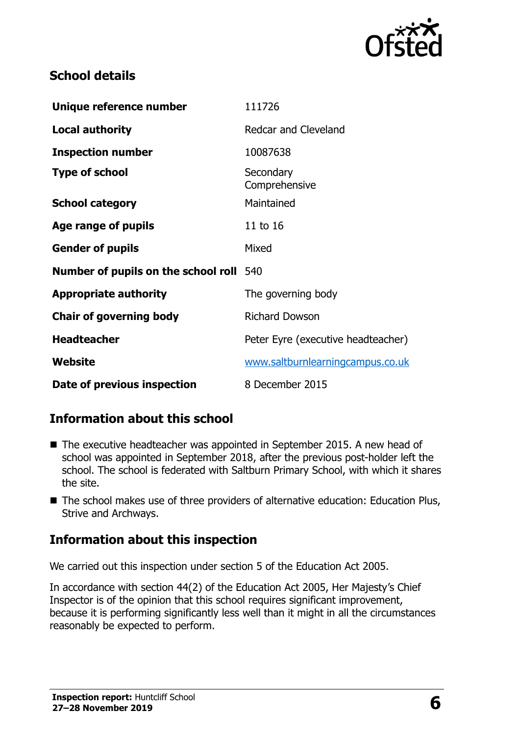## School details

| | |
|---|---|
| **Unique reference number** | 111726 |
| **Local authority** | Redcar and Cleveland |
| **Inspection number** | 10087638 |
| **Type of school** | Secondary Comprehensive |
| **School category** | Maintained |
| **Age range of pupils** | 11 to 16 |
| **Gender of pupils** | Mixed |
| **Number of pupils on the school roll** | 540 |
| **Appropriate authority** | The governing body |
| **Chair of governing body** | Richard Dowson |
| **Headteacher** | Peter Eyre (executive headteacher) |
| **Website** | www.saltburnlearningcampus.co.uk |
| **Date of previous inspection** | 8 December 2015 |

## Information about this school

- The executive headteacher was appointed in September 2015. A new head of school was appointed in September 2018, after the previous post-holder left the school. The school is federated with Saltburn Primary School, with which it shares the site.
- The school makes use of three providers of alternative education: Education Plus, Strive and Archways.

## Information about this inspection

We carried out this inspection under section 5 of the Education Act 2005.

In accordance with section 44(2) of the Education Act 2005, Her Majesty's Chief Inspector is of the opinion that this school requires significant improvement, because it is performing significantly less well than it might in all the circumstances reasonably be expected to perform.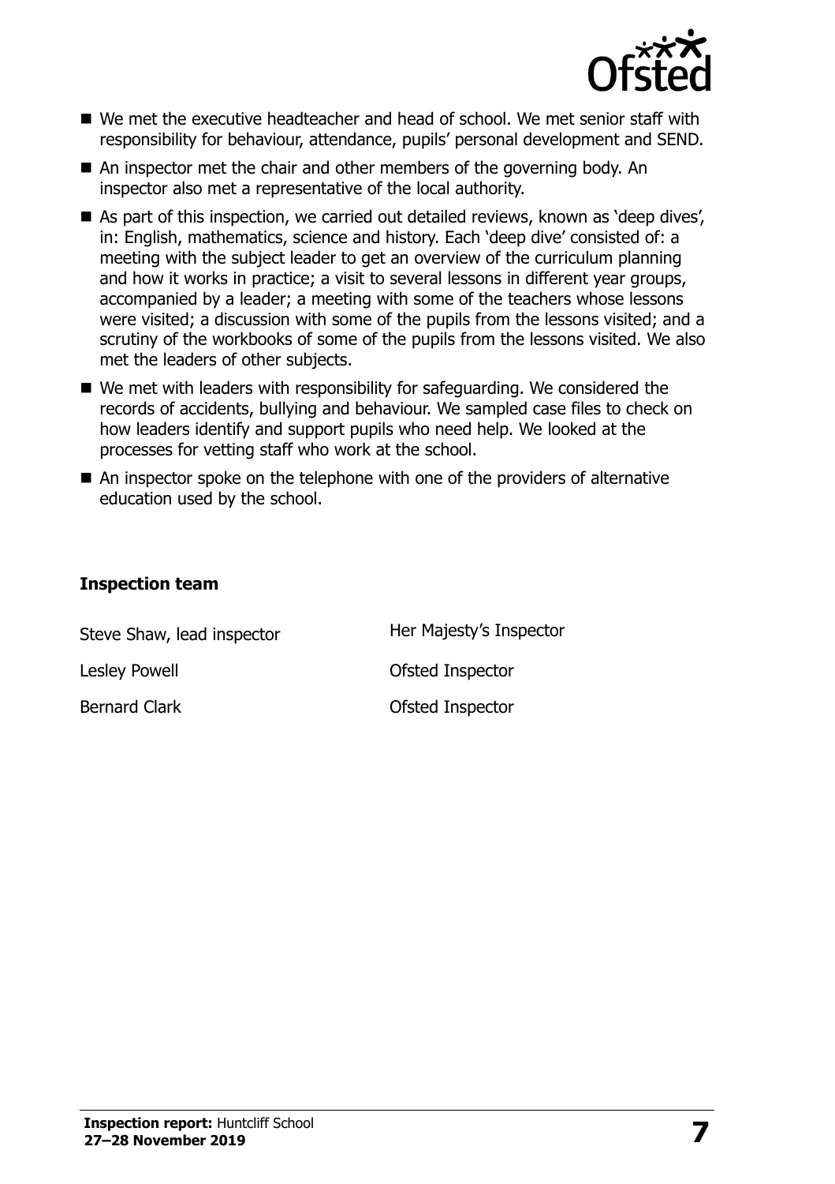- We met the executive headteacher and head of school. We met senior staff with responsibility for behaviour, attendance, pupils' personal development and SEND.
- An inspector met the chair and other members of the governing body. An inspector also met a representative of the local authority.
- As part of this inspection, we carried out detailed reviews, known as 'deep dives', in: English, mathematics, science and history. Each 'deep dive' consisted of: a meeting with the subject leader to get an overview of the curriculum planning and how it works in practice; a visit to several lessons in different year groups, accompanied by a leader; a meeting with some of the teachers whose lessons were visited; a discussion with some of the pupils from the lessons visited; and a scrutiny of the workbooks of some of the pupils from the lessons visited. We also met the leaders of other subjects.
- We met with leaders with responsibility for safeguarding. We considered the records of accidents, bullying and behaviour. We sampled case files to check on how leaders identify and support pupils who need help. We looked at the processes for vetting staff who work at the school.
- An inspector spoke on the telephone with one of the providers of alternative education used by the school.

### Inspection team

| | |
|---|---|
| Steve Shaw, lead inspector | Her Majesty's Inspector |
| Lesley Powell | Ofsted Inspector |
| Bernard Clark | Ofsted Inspector |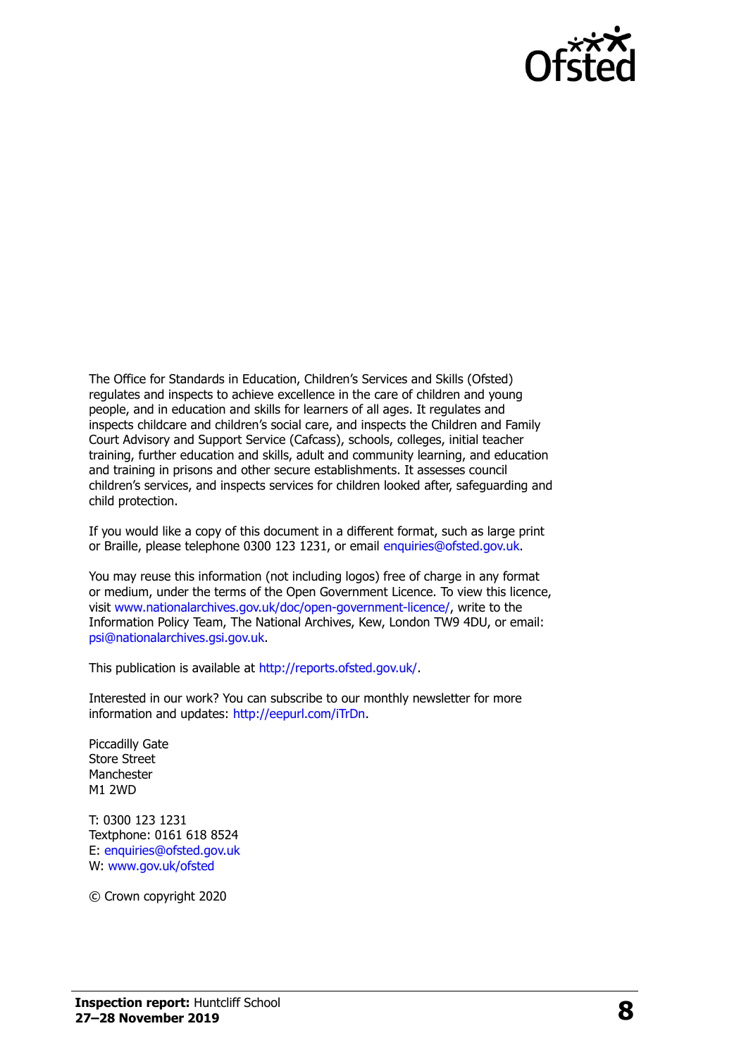The Office for Standards in Education, Children's Services and Skills (Ofsted) regulates and inspects to achieve excellence in the care of children and young people, and in education and skills for learners of all ages. It regulates and inspects childcare and children's social care, and inspects the Children and Family Court Advisory and Support Service (Cafcass), schools, colleges, initial teacher training, further education and skills, adult and community learning, and education and training in prisons and other secure establishments. It assesses council children's services, and inspects services for children looked after, safeguarding and child protection.

If you would like a copy of this document in a different format, such as large print or Braille, please telephone 0300 123 1231, or email enquiries@ofsted.gov.uk.

You may reuse this information (not including logos) free of charge in any format or medium, under the terms of the Open Government Licence. To view this licence, visit www.nationalarchives.gov.uk/doc/open-government-licence/, write to the Information Policy Team, The National Archives, Kew, London TW9 4DU, or email: psi@nationalarchives.gsi.gov.uk.

This publication is available at http://reports.ofsted.gov.uk/.

Interested in our work? You can subscribe to our monthly newsletter for more information and updates: http://eepurl.com/iTrDn.

Piccadilly Gate
Store Street
Manchester
M1 2WD

T: 0300 123 1231
Textphone: 0161 618 8524
E: enquiries@ofsted.gov.uk
W: www.gov.uk/ofsted

© Crown copyright 2020